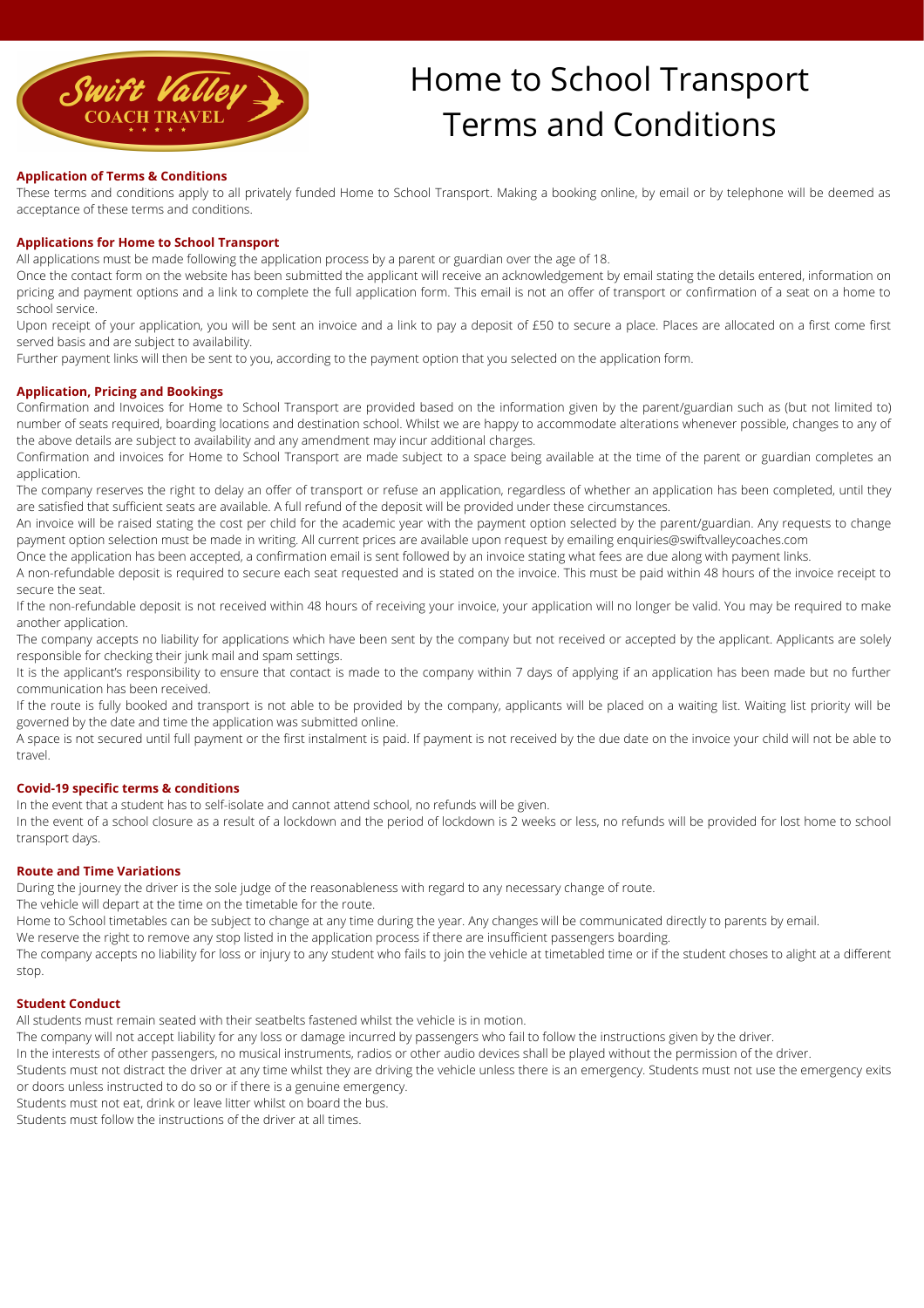# Home to School Transport Terms and Conditions

### Application of Terms & Conditions

These terms and conditions apply to all privately funded Home to School Transport. Making a booking online, by email or by telephone will be deemed as acceptance of these terms and conditions.

### Applications for Home to School Transport

All applications must be made following the application process by a parent or guardian over the age of 18.

Once the contact form on the website has been submitted the applicant will receive an acknowledgement by email stating the details entered, information on pricing and payment options and a link to complete the full application form. This email is not an offer of transport or confirmation of a seat on a home to school service.

Upon receipt of your application, you will be sent an invoice and a link to pay a deposit of £50 to secure a place. Places are allocated on a first come first served basis and are subject to availability.

Further payment links will then be sent to you, according to the payment option that you selected on the application form.

### Application, Pricing and Bookings

Confirmation and Invoices for Home to School Transport are provided based on the information given by the parent/guardian such as (but not limited to) number of seats required, boarding locations and destination school. Whilst we are happy to accommodate alterations whenever possible, changes to any of the above details are subject to availability and any amendment may incur additional charges.

Confirmation and invoices for Home to School Transport are made subject to a space being available at the time of the parent or guardian completes an application.

The company reserves the right to delay an offer of transport or refuse an application, regardless of whether an application has been completed, until they are satisfied that sufficient seats are available. A full refund of the deposit will be provided under these circumstances.

An invoice will be raised stating the cost per child for the academic year with the payment option selected by the parent/guardian. Any requests to change payment option selection must be made in writing. All current prices are available upon request by emailing enquiries@swiftvalleycoaches.com

Once the application has been accepted, a confirmation email is sent followed by an invoice stating what fees are due along with payment links.

A non-refundable deposit is required to secure each seat requested and is stated on the invoice. This must be paid within 48 hours of the invoice receipt to secure the seat.

If the non-refundable deposit is not received within 48 hours of receiving your invoice, your application will no longer be valid. You may be required to make another application.

The company accepts no liability for applications which have been sent by the company but not received or accepted by the applicant. Applicants are solely responsible for checking their junk mail and spam settings.

It is the applicant's responsibility to ensure that contact is made to the company within 7 days of applying if an application has been made but no further communication has been received.

If the route is fully booked and transport is not able to be provided by the company, applicants will be placed on a waiting list. Waiting list priority will be governed by the date and time the application was submitted online.

A space is not secured until full payment or the first instalment is paid. If payment is not received by the due date on the invoice your child will not be able to travel.

### Covid-19 specific terms & conditions

In the event that a student has to self-isolate and cannot attend school, no refunds will be given.

In the event of a school closure as a result of a lockdown and the period of lockdown is 2 weeks or less, no refunds will be provided for lost home to school transport days.

### Route and Time Variations

During the journey the driver is the sole judge of the reasonableness with regard to any necessary change of route.

The vehicle will depart at the time on the timetable for the route.

Home to School timetables can be subject to change at any time during the year. Any changes will be communicated directly to parents by email.

We reserve the right to remove any stop listed in the application process if there are insufficient passengers boarding.

The company accepts no liability for loss or injury to any student who fails to join the vehicle at timetabled time or if the student choses to alight at a different stop.

### Student Conduct

All students must remain seated with their seatbelts fastened whilst the vehicle is in motion.

The company will not accept liability for any loss or damage incurred by passengers who fail to follow the instructions given by the driver.

In the interests of other passengers, no musical instruments, radios or other audio devices shall be played without the permission of the driver.

Students must not distract the driver at any time whilst they are driving the vehicle unless there is an emergency. Students must not use the emergency exits or doors unless instructed to do so or if there is a genuine emergency.

Students must not eat, drink or leave litter whilst on board the bus.

Students must follow the instructions of the driver at all times.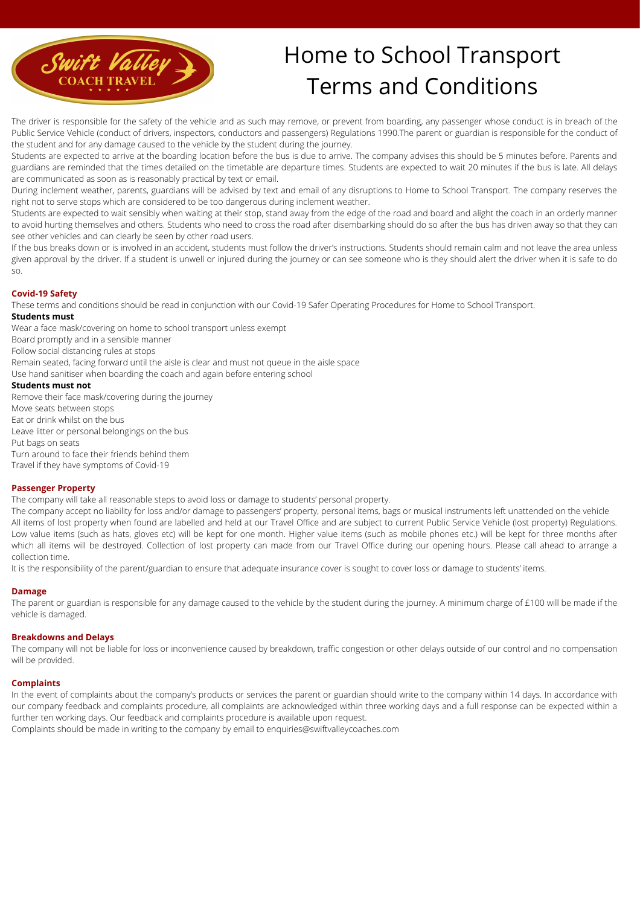# Home to School Transport Terms and Conditions

The driver is responsible for the safety of the vehicle and as such may remove, or prevent from boarding, any passenger whose conduct is in breach of the Public Service Vehicle (conduct of drivers, inspectors, conductors and passengers) Regulations 1990.The parent or guardian is responsible for the conduct of the student and for any damage caused to the vehicle by the student during the journey.

Students are expected to arrive at the boarding location before the bus is due to arrive. The company advises this should be 5 minutes before. Parents and guardians are reminded that the times detailed on the timetable are departure times. Students are expected to wait 20 minutes if the bus is late. All delays are communicated as soon as is reasonably practical by text or email.

During inclement weather, parents, guardians will be advised by text and email of any disruptions to Home to School Transport. The company reserves the right not to serve stops which are considered to be too dangerous during inclement weather.

Students are expected to wait sensibly when waiting at their stop, stand away from the edge of the road and board and alight the coach in an orderly manner to avoid hurting themselves and others. Students who need to cross the road after disembarking should do so after the bus has driven away so that they can see other vehicles and can clearly be seen by other road users.

If the bus breaks down or is involved in an accident, students must follow the driver's instructions. Students should remain calm and not leave the area unless given approval by the driver. If a student is unwell or injured during the journey or can see someone who is they should alert the driver when it is safe to do so.

## Covid-19 Safety

These terms and conditions should be read in conjunction with our Covid-19 Safer Operating Procedures for Home to School Transport.

**Students must**

Wear a face mask/covering on home to school transport unless exempt
Board promptly and in a sensible manner
Follow social distancing rules at stops
Remain seated, facing forward until the aisle is clear and must not queue in the aisle space
Use hand sanitiser when boarding the coach and again before entering school

**Students must not**

Remove their face mask/covering during the journey
Move seats between stops
Eat or drink whilst on the bus
Leave litter or personal belongings on the bus
Put bags on seats
Turn around to face their friends behind them
Travel if they have symptoms of Covid-19

## Passenger Property

The company will take all reasonable steps to avoid loss or damage to students' personal property.

The company accept no liability for loss and/or damage to passengers' property, personal items, bags or musical instruments left unattended on the vehicle
All items of lost property when found are labelled and held at our Travel Office and are subject to current Public Service Vehicle (lost property) Regulations. Low value items (such as hats, gloves etc) will be kept for one month. Higher value items (such as mobile phones etc.) will be kept for three months after which all items will be destroyed. Collection of lost property can made from our Travel Office during our opening hours. Please call ahead to arrange a collection time.

It is the responsibility of the parent/guardian to ensure that adequate insurance cover is sought to cover loss or damage to students' items.

## Damage

The parent or guardian is responsible for any damage caused to the vehicle by the student during the journey. A minimum charge of £100 will be made if the vehicle is damaged.

## Breakdowns and Delays

The company will not be liable for loss or inconvenience caused by breakdown, traffic congestion or other delays outside of our control and no compensation will be provided.

## Complaints

In the event of complaints about the company's products or services the parent or guardian should write to the company within 14 days. In accordance with our company feedback and complaints procedure, all complaints are acknowledged within three working days and a full response can be expected within a further ten working days. Our feedback and complaints procedure is available upon request.

Complaints should be made in writing to the company by email to enquiries@swiftvalleycoaches.com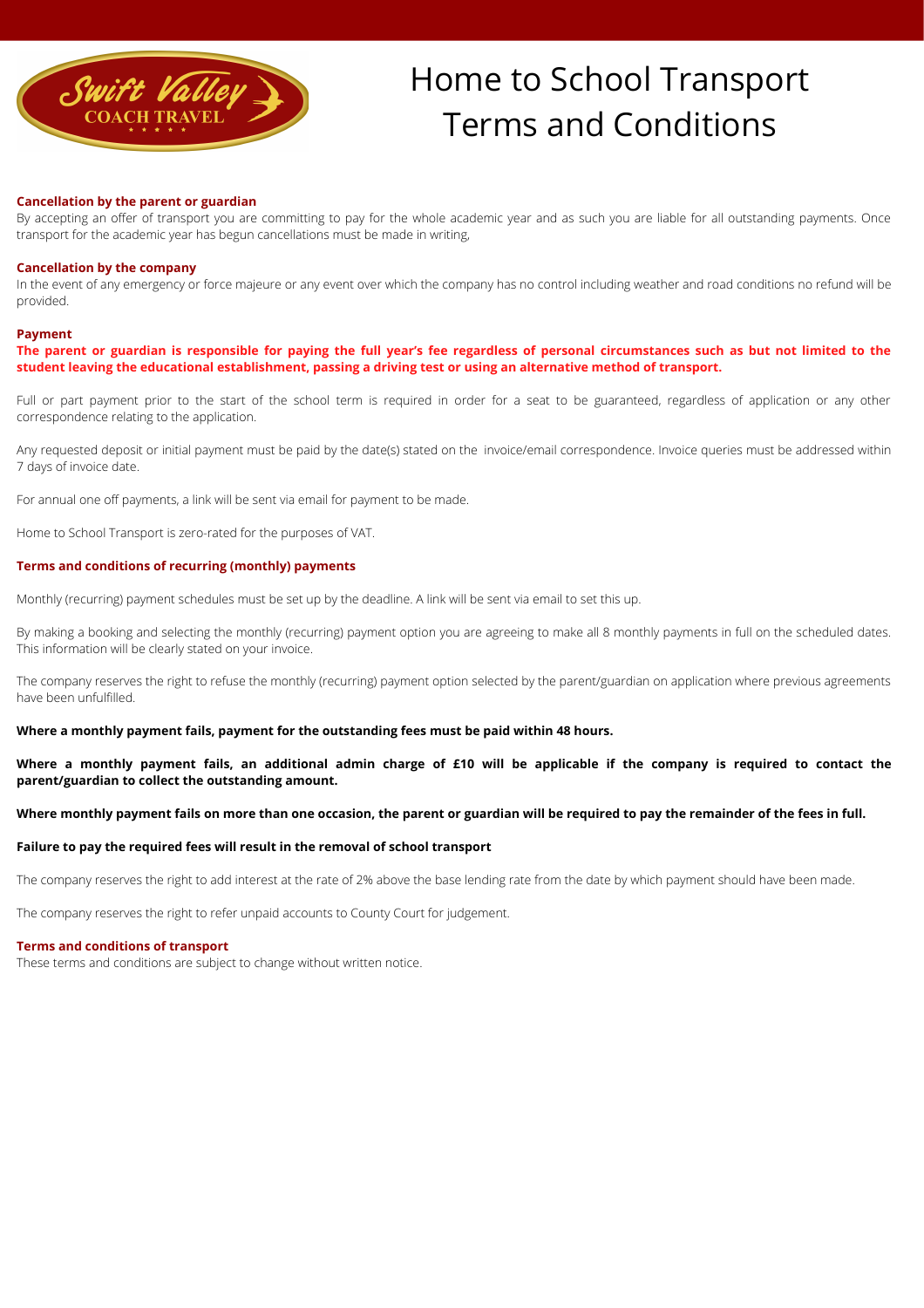# Home to School Transport Terms and Conditions

### Cancellation by the parent or guardian

By accepting an offer of transport you are committing to pay for the whole academic year and as such you are liable for all outstanding payments. Once transport for the academic year has begun cancellations must be made in writing,

### Cancellation by the company

In the event of any emergency or force majeure or any event over which the company has no control including weather and road conditions no refund will be provided.

### Payment

**The parent or guardian is responsible for paying the full year's fee regardless of personal circumstances such as but not limited to the student leaving the educational establishment, passing a driving test or using an alternative method of transport.**

Full or part payment prior to the start of the school term is required in order for a seat to be guaranteed, regardless of application or any other correspondence relating to the application.

Any requested deposit or initial payment must be paid by the date(s) stated on the invoice/email correspondence. Invoice queries must be addressed within 7 days of invoice date.

For annual one off payments, a link will be sent via email for payment to be made.

Home to School Transport is zero-rated for the purposes of VAT.

### Terms and conditions of recurring (monthly) payments

Monthly (recurring) payment schedules must be set up by the deadline. A link will be sent via email to set this up.

By making a booking and selecting the monthly (recurring) payment option you are agreeing to make all 8 monthly payments in full on the scheduled dates. This information will be clearly stated on your invoice.

The company reserves the right to refuse the monthly (recurring) payment option selected by the parent/guardian on application where previous agreements have been unfulfilled.

**Where a monthly payment fails, payment for the outstanding fees must be paid within 48 hours.**

**Where a monthly payment fails, an additional admin charge of £10 will be applicable if the company is required to contact the parent/guardian to collect the outstanding amount.**

**Where monthly payment fails on more than one occasion, the parent or guardian will be required to pay the remainder of the fees in full.**

**Failure to pay the required fees will result in the removal of school transport**

The company reserves the right to add interest at the rate of 2% above the base lending rate from the date by which payment should have been made.

The company reserves the right to refer unpaid accounts to County Court for judgement.

### Terms and conditions of transport

These terms and conditions are subject to change without written notice.